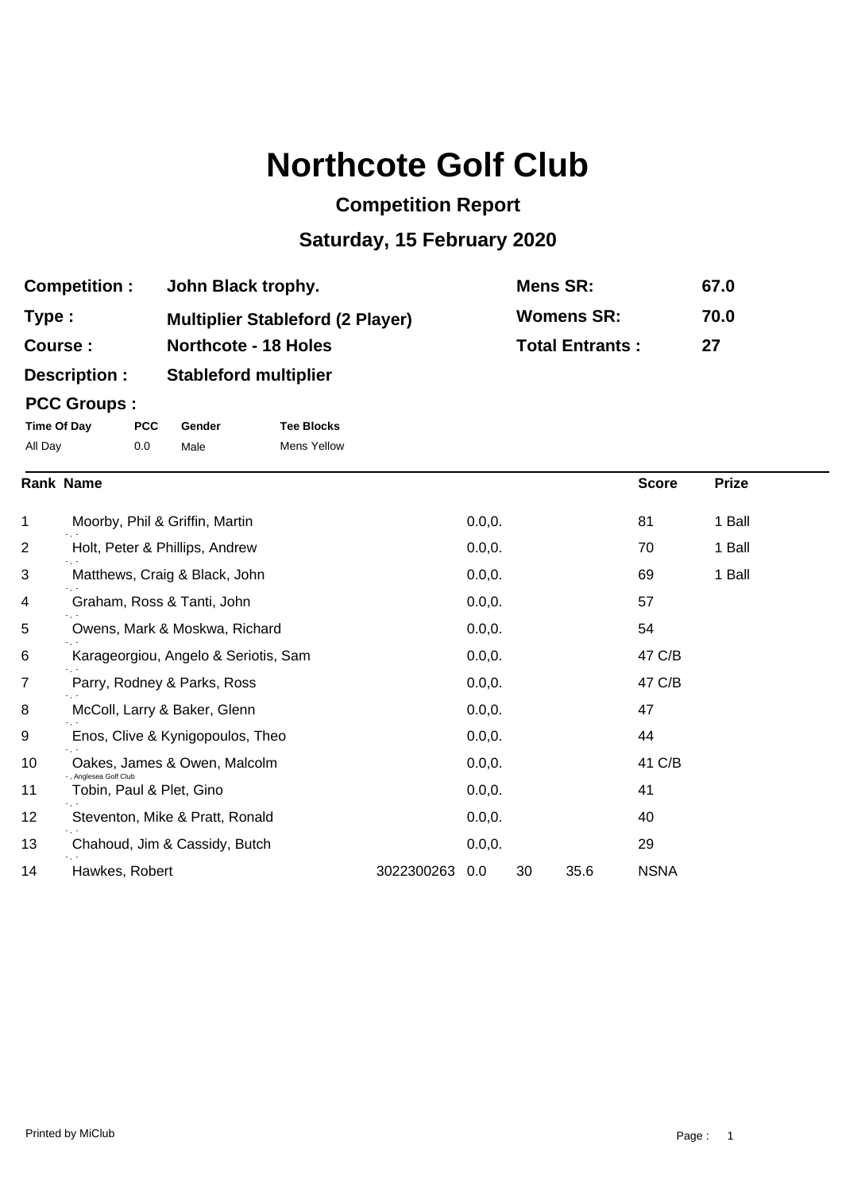# Northcote Golf Club

## Competition Report

## Saturday, 15 February 2020

| | | | |
|---|---|---|---|
| **Competition :** | **John Black trophy.** | **Mens SR:** | **67.0** |
| **Type :** | **Multiplier Stableford (2 Player)** | **Womens SR:** | **70.0** |
| **Course :** | **Northcote - 18 Holes** | **Total Entrants :** | **27** |
| **Description :** | **Stableford multiplier** | | |

**PCC Groups :**

| Time Of Day | PCC | Gender | Tee Blocks |
|---|---|---|---|
| All Day | 0.0 | Male | Mens Yellow |

| Rank | Name | | | | | Score | Prize |
|---|---|---|---|---|---|---|---|
| 1 | Moorby, Phil & Griffin, Martin<br>- , - | | 0.0,0. | | | 81 | 1 Ball |
| 2 | Holt, Peter & Phillips, Andrew<br>- , - | | 0.0,0. | | | 70 | 1 Ball |
| 3 | Matthews, Craig & Black, John<br>- , - | | 0.0,0. | | | 69 | 1 Ball |
| 4 | Graham, Ross & Tanti, John<br>- , - | | 0.0,0. | | | 57 | |
| 5 | Owens, Mark & Moskwa, Richard<br>- , - | | 0.0,0. | | | 54 | |
| 6 | Karageorgiou, Angelo & Seriotis, Sam<br>- , - | | 0.0,0. | | | 47 C/B | |
| 7 | Parry, Rodney & Parks, Ross<br>- , - | | 0.0,0. | | | 47 C/B | |
| 8 | McColl, Larry & Baker, Glenn<br>- , - | | 0.0,0. | | | 47 | |
| 9 | Enos, Clive & Kynigopoulos, Theo<br>- , - | | 0.0,0. | | | 44 | |
| 10 | Oakes, James & Owen, Malcolm<br>- , Anglesea Golf Club | | 0.0,0. | | | 41 C/B | |
| 11 | Tobin, Paul & Plet, Gino<br>- , - | | 0.0,0. | | | 41 | |
| 12 | Steventon, Mike & Pratt, Ronald<br>- , - | | 0.0,0. | | | 40 | |
| 13 | Chahoud, Jim & Cassidy, Butch<br>- , - | | 0.0,0. | | | 29 | |
| 14 | Hawkes, Robert | 3022300263 | 0.0 | 30 | 35.6 | NSNA | |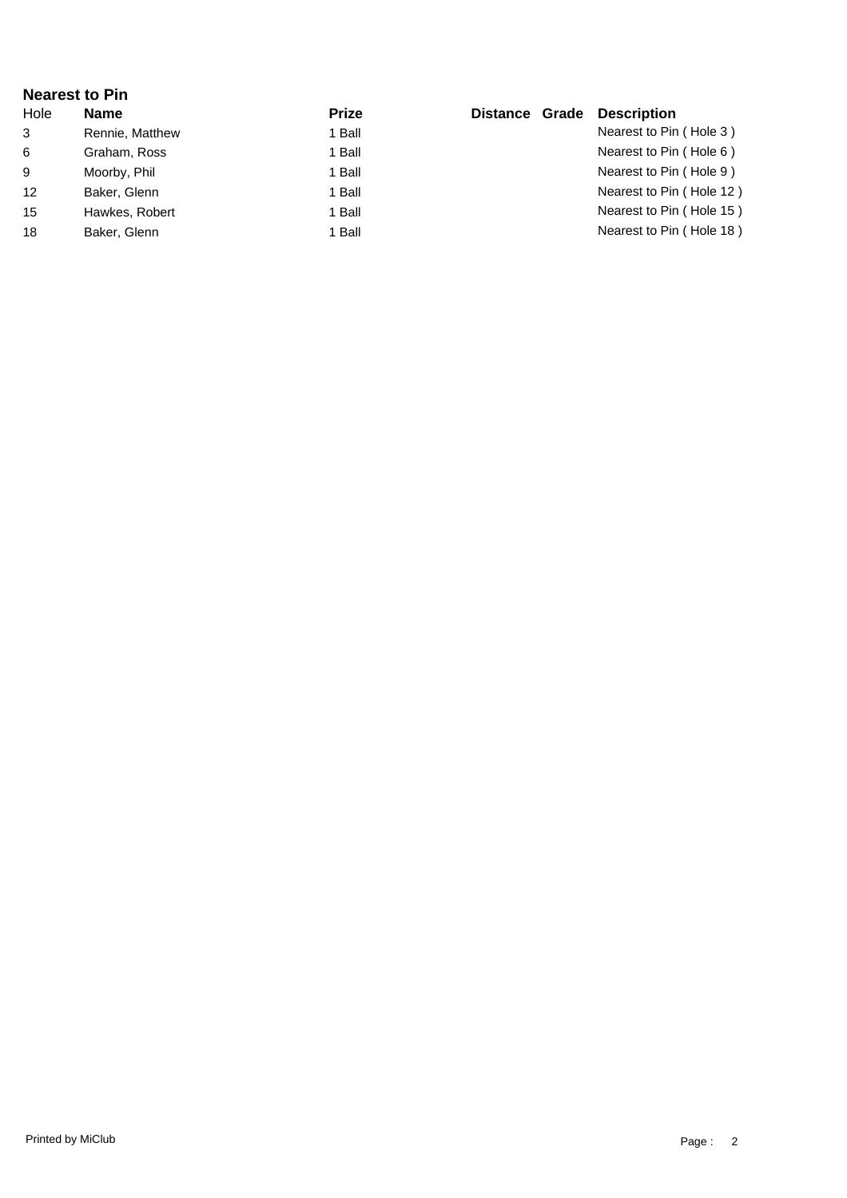### Nearest to Pin

| Hole | Name | Prize | Distance | Grade | Description |
| --- | --- | --- | --- | --- | --- |
| 3 | Rennie, Matthew | 1 Ball | | | Nearest to Pin ( Hole 3 ) |
| 6 | Graham, Ross | 1 Ball | | | Nearest to Pin ( Hole 6 ) |
| 9 | Moorby, Phil | 1 Ball | | | Nearest to Pin ( Hole 9 ) |
| 12 | Baker, Glenn | 1 Ball | | | Nearest to Pin ( Hole 12 ) |
| 15 | Hawkes, Robert | 1 Ball | | | Nearest to Pin ( Hole 15 ) |
| 18 | Baker, Glenn | 1 Ball | | | Nearest to Pin ( Hole 18 ) |

Printed by MiClub